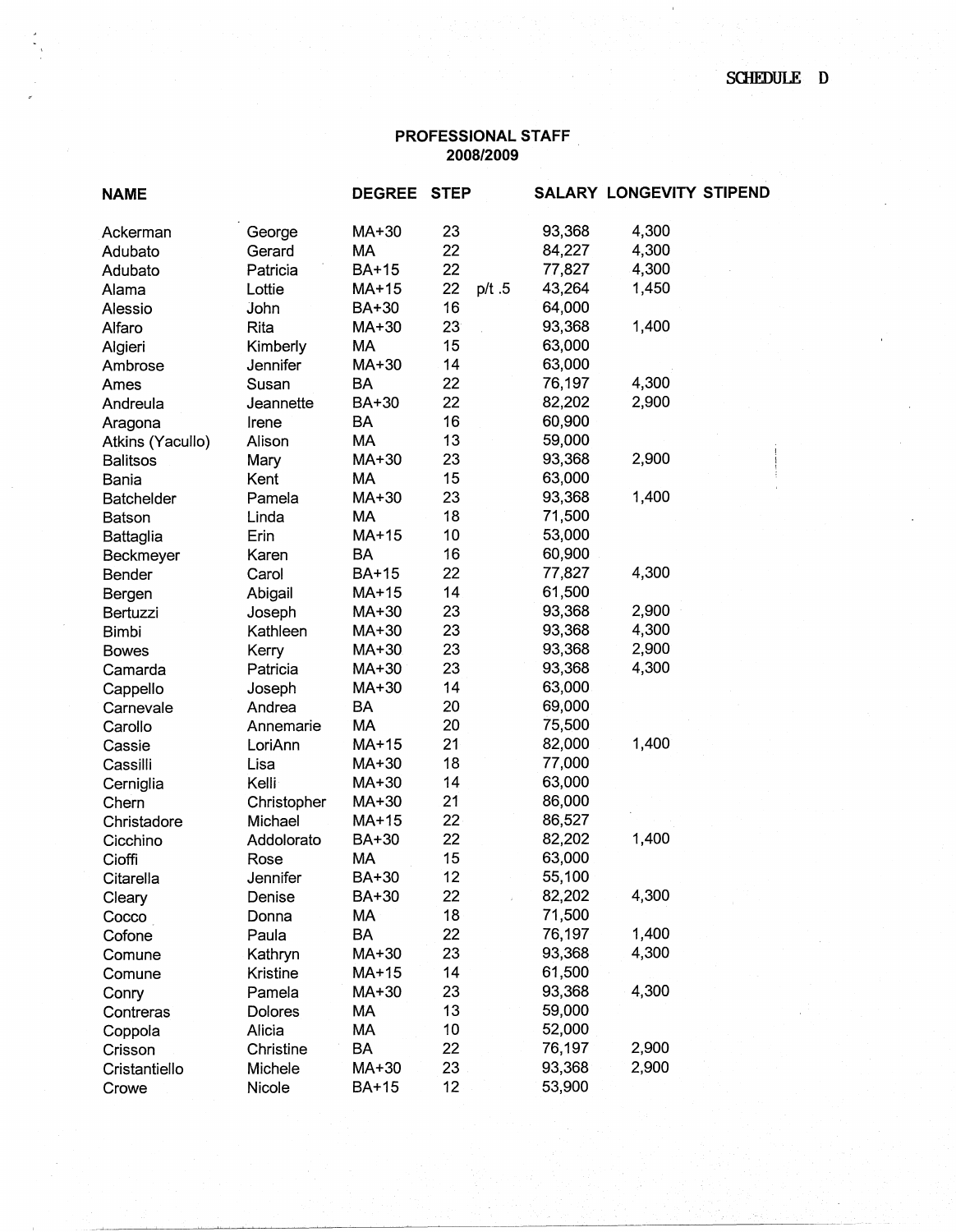SCHEDULE D

## PROFESSIONAL STAFF
## 2008/2009

| NAME | | DEGREE | STEP | | SALARY | LONGEVITY | STIPEND |
|---|---|---|---|---|---|---|---|
| Ackerman | George | MA+30 | 23 | | 93,368 | 4,300 | |
| Adubato | Gerard | MA | 22 | | 84,227 | 4,300 | |
| Adubato | Patricia | BA+15 | 22 | | 77,827 | 4,300 | |
| Alama | Lottie | MA+15 | 22 | p/t .5 | 43,264 | 1,450 | |
| Alessio | John | BA+30 | 16 | | 64,000 | | |
| Alfaro | Rita | MA+30 | 23 | | 93,368 | 1,400 | |
| Algieri | Kimberly | MA | 15 | | 63,000 | | |
| Ambrose | Jennifer | MA+30 | 14 | | 63,000 | | |
| Ames | Susan | BA | 22 | | 76,197 | 4,300 | |
| Andreula | Jeannette | BA+30 | 22 | | 82,202 | 2,900 | |
| Aragona | Irene | BA | 16 | | 60,900 | | |
| Atkins (Yacullo) | Alison | MA | 13 | | 59,000 | | |
| Balitsos | Mary | MA+30 | 23 | | 93,368 | 2,900 | |
| Bania | Kent | MA | 15 | | 63,000 | | |
| Batchelder | Pamela | MA+30 | 23 | | 93,368 | 1,400 | |
| Batson | Linda | MA | 18 | | 71,500 | | |
| Battaglia | Erin | MA+15 | 10 | | 53,000 | | |
| Beckmeyer | Karen | BA | 16 | | 60,900 | | |
| Bender | Carol | BA+15 | 22 | | 77,827 | 4,300 | |
| Bergen | Abigail | MA+15 | 14 | | 61,500 | | |
| Bertuzzi | Joseph | MA+30 | 23 | | 93,368 | 2,900 | |
| Bimbi | Kathleen | MA+30 | 23 | | 93,368 | 4,300 | |
| Bowes | Kerry | MA+30 | 23 | | 93,368 | 2,900 | |
| Camarda | Patricia | MA+30 | 23 | | 93,368 | 4,300 | |
| Cappello | Joseph | MA+30 | 14 | | 63,000 | | |
| Carnevale | Andrea | BA | 20 | | 69,000 | | |
| Carollo | Annemarie | MA | 20 | | 75,500 | | |
| Cassie | LoriAnn | MA+15 | 21 | | 82,000 | 1,400 | |
| Cassilli | Lisa | MA+30 | 18 | | 77,000 | | |
| Cerniglia | Kelli | MA+30 | 14 | | 63,000 | | |
| Chern | Christopher | MA+30 | 21 | | 86,000 | | |
| Christadore | Michael | MA+15 | 22 | | 86,527 | | |
| Cicchino | Addolorato | BA+30 | 22 | | 82,202 | 1,400 | |
| Cioffi | Rose | MA | 15 | | 63,000 | | |
| Citarella | Jennifer | BA+30 | 12 | | 55,100 | | |
| Cleary | Denise | BA+30 | 22 | | 82,202 | 4,300 | |
| Cocco | Donna | MA | 18 | | 71,500 | | |
| Cofone | Paula | BA | 22 | | 76,197 | 1,400 | |
| Comune | Kathryn | MA+30 | 23 | | 93,368 | 4,300 | |
| Comune | Kristine | MA+15 | 14 | | 61,500 | | |
| Conry | Pamela | MA+30 | 23 | | 93,368 | 4,300 | |
| Contreras | Dolores | MA | 13 | | 59,000 | | |
| Coppola | Alicia | MA | 10 | | 52,000 | | |
| Crisson | Christine | BA | 22 | | 76,197 | 2,900 | |
| Cristantiello | Michele | MA+30 | 23 | | 93,368 | 2,900 | |
| Crowe | Nicole | BA+15 | 12 | | 53,900 | | |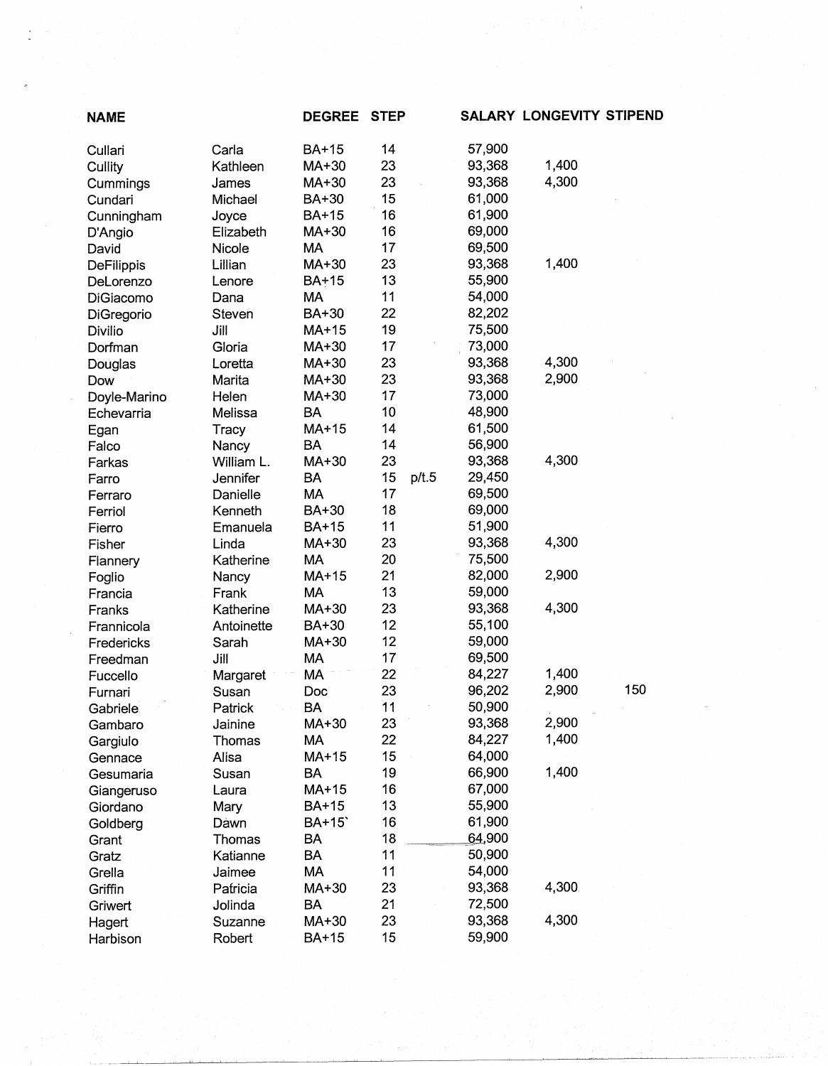| NAME | | DEGREE | STEP | | SALARY | LONGEVITY | STIPEND |
|---|---|---|---|---|---|---|---|
| Cullari | Carla | BA+15 | 14 | | 57,900 | | |
| Cullity | Kathleen | MA+30 | 23 | | 93,368 | 1,400 | |
| Cummings | James | MA+30 | 23 | | 93,368 | 4,300 | |
| Cundari | Michael | BA+30 | 15 | | 61,000 | | |
| Cunningham | Joyce | BA+15 | 16 | | 61,900 | | |
| D'Angio | Elizabeth | MA+30 | 16 | | 69,000 | | |
| David | Nicole | MA | 17 | | 69,500 | | |
| DeFilippis | Lillian | MA+30 | 23 | | 93,368 | 1,400 | |
| DeLorenzo | Lenore | BA+15 | 13 | | 55,900 | | |
| DiGiacomo | Dana | MA | 11 | | 54,000 | | |
| DiGregorio | Steven | BA+30 | 22 | | 82,202 | | |
| Divilio | Jill | MA+15 | 19 | | 75,500 | | |
| Dorfman | Gloria | MA+30 | 17 | | 73,000 | | |
| Douglas | Loretta | MA+30 | 23 | | 93,368 | 4,300 | |
| Dow | Marita | MA+30 | 23 | | 93,368 | 2,900 | |
| Doyle-Marino | Helen | MA+30 | 17 | | 73,000 | | |
| Echevarria | Melissa | BA | 10 | | 48,900 | | |
| Egan | Tracy | MA+15 | 14 | | 61,500 | | |
| Falco | Nancy | BA | 14 | | 56,900 | | |
| Farkas | William L. | MA+30 | 23 | | 93,368 | 4,300 | |
| Farro | Jennifer | BA | 15 | p/t.5 | 29,450 | | |
| Ferraro | Danielle | MA | 17 | | 69,500 | | |
| Ferriol | Kenneth | BA+30 | 18 | | 69,000 | | |
| Fierro | Emanuela | BA+15 | 11 | | 51,900 | | |
| Fisher | Linda | MA+30 | 23 | | 93,368 | 4,300 | |
| Flannery | Katherine | MA | 20 | | 75,500 | | |
| Foglio | Nancy | MA+15 | 21 | | 82,000 | 2,900 | |
| Francia | Frank | MA | 13 | | 59,000 | | |
| Franks | Katherine | MA+30 | 23 | | 93,368 | 4,300 | |
| Frannicola | Antoinette | BA+30 | 12 | | 55,100 | | |
| Fredericks | Sarah | MA+30 | 12 | | 59,000 | | |
| Freedman | Jill | MA | 17 | | 69,500 | | |
| Fuccello | Margaret | MA | 22 | | 84,227 | 1,400 | |
| Furnari | Susan | Doc | 23 | | 96,202 | 2,900 | 150 |
| Gabriele | Patrick | BA | 11 | | 50,900 | | |
| Gambaro | Jainine | MA+30 | 23 | | 93,368 | 2,900 | |
| Gargiulo | Thomas | MA | 22 | | 84,227 | 1,400 | |
| Gennace | Alisa | MA+15 | 15 | | 64,000 | | |
| Gesumaria | Susan | BA | 19 | | 66,900 | 1,400 | |
| Giangeruso | Laura | MA+15 | 16 | | 67,000 | | |
| Giordano | Mary | BA+15 | 13 | | 55,900 | | |
| Goldberg | Dawn | BA+15` | 16 | | 61,900 | | |
| Grant | Thomas | BA | 18 | | 64,900 | | |
| Gratz | Katianne | BA | 11 | | 50,900 | | |
| Grella | Jaimee | MA | 11 | | 54,000 | | |
| Griffin | Patricia | MA+30 | 23 | | 93,368 | 4,300 | |
| Griwert | Jolinda | BA | 21 | | 72,500 | | |
| Hagert | Suzanne | MA+30 | 23 | | 93,368 | 4,300 | |
| Harbison | Robert | BA+15 | 15 | | 59,900 | | |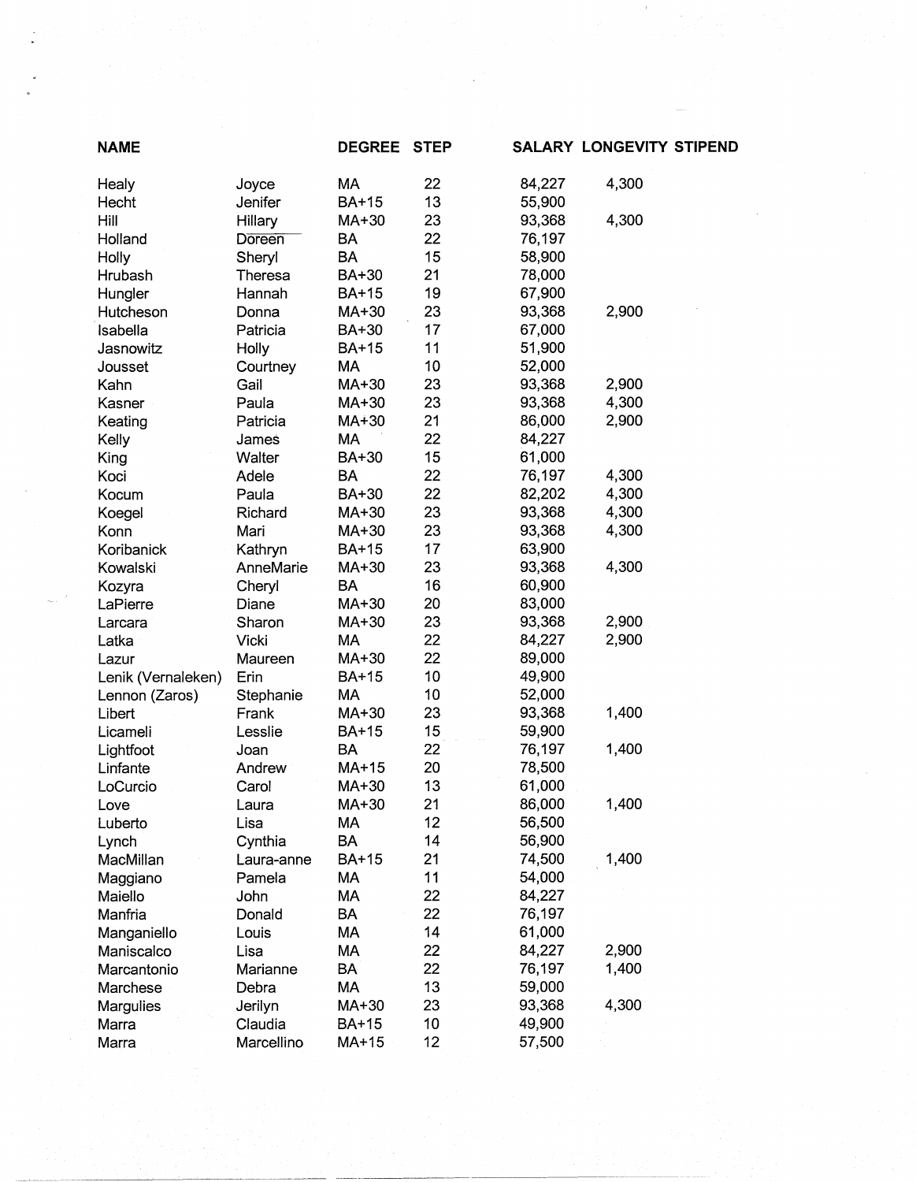| NAME | | DEGREE | STEP | SALARY | LONGEVITY | STIPEND |
|---|---|---|---|---|---|---|
| Healy | Joyce | MA | 22 | 84,227 | 4,300 | |
| Hecht | Jenifer | BA+15 | 13 | 55,900 | | |
| Hill | Hillary | MA+30 | 23 | 93,368 | 4,300 | |
| Holland | Doreen | BA | 22 | 76,197 | | |
| Holly | Sheryl | BA | 15 | 58,900 | | |
| Hrubash | Theresa | BA+30 | 21 | 78,000 | | |
| Hungler | Hannah | BA+15 | 19 | 67,900 | | |
| Hutcheson | Donna | MA+30 | 23 | 93,368 | 2,900 | |
| Isabella | Patricia | BA+30 | 17 | 67,000 | | |
| Jasnowitz | Holly | BA+15 | 11 | 51,900 | | |
| Jousset | Courtney | MA | 10 | 52,000 | | |
| Kahn | Gail | MA+30 | 23 | 93,368 | 2,900 | |
| Kasner | Paula | MA+30 | 23 | 93,368 | 4,300 | |
| Keating | Patricia | MA+30 | 21 | 86,000 | 2,900 | |
| Kelly | James | MA | 22 | 84,227 | | |
| King | Walter | BA+30 | 15 | 61,000 | | |
| Koci | Adele | BA | 22 | 76,197 | 4,300 | |
| Kocum | Paula | BA+30 | 22 | 82,202 | 4,300 | |
| Koegel | Richard | MA+30 | 23 | 93,368 | 4,300 | |
| Konn | Mari | MA+30 | 23 | 93,368 | 4,300 | |
| Koribanick | Kathryn | BA+15 | 17 | 63,900 | | |
| Kowalski | AnneMarie | MA+30 | 23 | 93,368 | 4,300 | |
| Kozyra | Cheryl | BA | 16 | 60,900 | | |
| LaPierre | Diane | MA+30 | 20 | 83,000 | | |
| Larcara | Sharon | MA+30 | 23 | 93,368 | 2,900 | |
| Latka | Vicki | MA | 22 | 84,227 | 2,900 | |
| Lazur | Maureen | MA+30 | 22 | 89,000 | | |
| Lenik (Vernaleken) | Erin | BA+15 | 10 | 49,900 | | |
| Lennon (Zaros) | Stephanie | MA | 10 | 52,000 | | |
| Libert | Frank | MA+30 | 23 | 93,368 | 1,400 | |
| Licameli | Lesslie | BA+15 | 15 | 59,900 | | |
| Lightfoot | Joan | BA | 22 | 76,197 | 1,400 | |
| Linfante | Andrew | MA+15 | 20 | 78,500 | | |
| LoCurcio | Carol | MA+30 | 13 | 61,000 | | |
| Love | Laura | MA+30 | 21 | 86,000 | 1,400 | |
| Luberto | Lisa | MA | 12 | 56,500 | | |
| Lynch | Cynthia | BA | 14 | 56,900 | | |
| MacMillan | Laura-anne | BA+15 | 21 | 74,500 | 1,400 | |
| Maggiano | Pamela | MA | 11 | 54,000 | | |
| Maiello | John | MA | 22 | 84,227 | | |
| Manfria | Donald | BA | 22 | 76,197 | | |
| Manganiello | Louis | MA | 14 | 61,000 | | |
| Maniscalco | Lisa | MA | 22 | 84,227 | 2,900 | |
| Marcantonio | Marianne | BA | 22 | 76,197 | 1,400 | |
| Marchese | Debra | MA | 13 | 59,000 | | |
| Margulies | Jerilyn | MA+30 | 23 | 93,368 | 4,300 | |
| Marra | Claudia | BA+15 | 10 | 49,900 | | |
| Marra | Marcellino | MA+15 | 12 | 57,500 | | |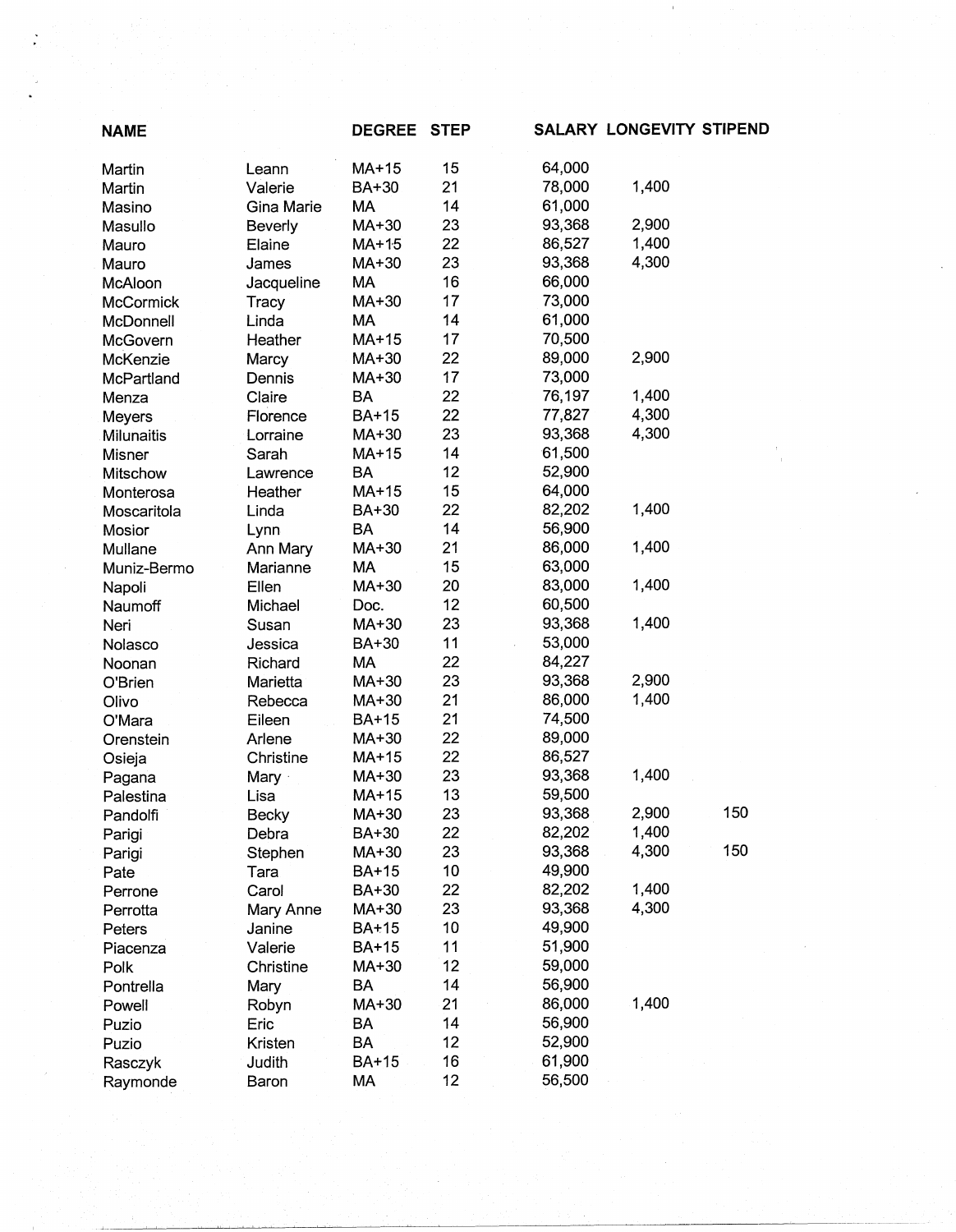| NAME | | DEGREE | STEP | SALARY | LONGEVITY | STIPEND |
|---|---|---|---|---|---|---|
| Martin | Leann | MA+15 | 15 | 64,000 | | |
| Martin | Valerie | BA+30 | 21 | 78,000 | 1,400 | |
| Masino | Gina Marie | MA | 14 | 61,000 | | |
| Masullo | Beverly | MA+30 | 23 | 93,368 | 2,900 | |
| Mauro | Elaine | MA+15 | 22 | 86,527 | 1,400 | |
| Mauro | James | MA+30 | 23 | 93,368 | 4,300 | |
| McAloon | Jacqueline | MA | 16 | 66,000 | | |
| McCormick | Tracy | MA+30 | 17 | 73,000 | | |
| McDonnell | Linda | MA | 14 | 61,000 | | |
| McGovern | Heather | MA+15 | 17 | 70,500 | | |
| McKenzie | Marcy | MA+30 | 22 | 89,000 | 2,900 | |
| McPartland | Dennis | MA+30 | 17 | 73,000 | | |
| Menza | Claire | BA | 22 | 76,197 | 1,400 | |
| Meyers | Florence | BA+15 | 22 | 77,827 | 4,300 | |
| Milunaitis | Lorraine | MA+30 | 23 | 93,368 | 4,300 | |
| Misner | Sarah | MA+15 | 14 | 61,500 | | |
| Mitschow | Lawrence | BA | 12 | 52,900 | | |
| Monterosa | Heather | MA+15 | 15 | 64,000 | | |
| Moscaritola | Linda | BA+30 | 22 | 82,202 | 1,400 | |
| Mosior | Lynn | BA | 14 | 56,900 | | |
| Mullane | Ann Mary | MA+30 | 21 | 86,000 | 1,400 | |
| Muniz-Bermo | Marianne | MA | 15 | 63,000 | | |
| Napoli | Ellen | MA+30 | 20 | 83,000 | 1,400 | |
| Naumoff | Michael | Doc. | 12 | 60,500 | | |
| Neri | Susan | MA+30 | 23 | 93,368 | 1,400 | |
| Nolasco | Jessica | BA+30 | 11 | 53,000 | | |
| Noonan | Richard | MA | 22 | 84,227 | | |
| O'Brien | Marietta | MA+30 | 23 | 93,368 | 2,900 | |
| Olivo | Rebecca | MA+30 | 21 | 86,000 | 1,400 | |
| O'Mara | Eileen | BA+15 | 21 | 74,500 | | |
| Orenstein | Arlene | MA+30 | 22 | 89,000 | | |
| Osieja | Christine | MA+15 | 22 | 86,527 | | |
| Pagana | Mary | MA+30 | 23 | 93,368 | 1,400 | |
| Palestina | Lisa | MA+15 | 13 | 59,500 | | |
| Pandolfi | Becky | MA+30 | 23 | 93,368 | 2,900 | 150 |
| Parigi | Debra | BA+30 | 22 | 82,202 | 1,400 | |
| Parigi | Stephen | MA+30 | 23 | 93,368 | 4,300 | 150 |
| Pate | Tara | BA+15 | 10 | 49,900 | | |
| Perrone | Carol | BA+30 | 22 | 82,202 | 1,400 | |
| Perrotta | Mary Anne | MA+30 | 23 | 93,368 | 4,300 | |
| Peters | Janine | BA+15 | 10 | 49,900 | | |
| Piacenza | Valerie | BA+15 | 11 | 51,900 | | |
| Polk | Christine | MA+30 | 12 | 59,000 | | |
| Pontrella | Mary | BA | 14 | 56,900 | | |
| Powell | Robyn | MA+30 | 21 | 86,000 | 1,400 | |
| Puzio | Eric | BA | 14 | 56,900 | | |
| Puzio | Kristen | BA | 12 | 52,900 | | |
| Rasczyk | Judith | BA+15 | 16 | 61,900 | | |
| Raymonde | Baron | MA | 12 | 56,500 | | |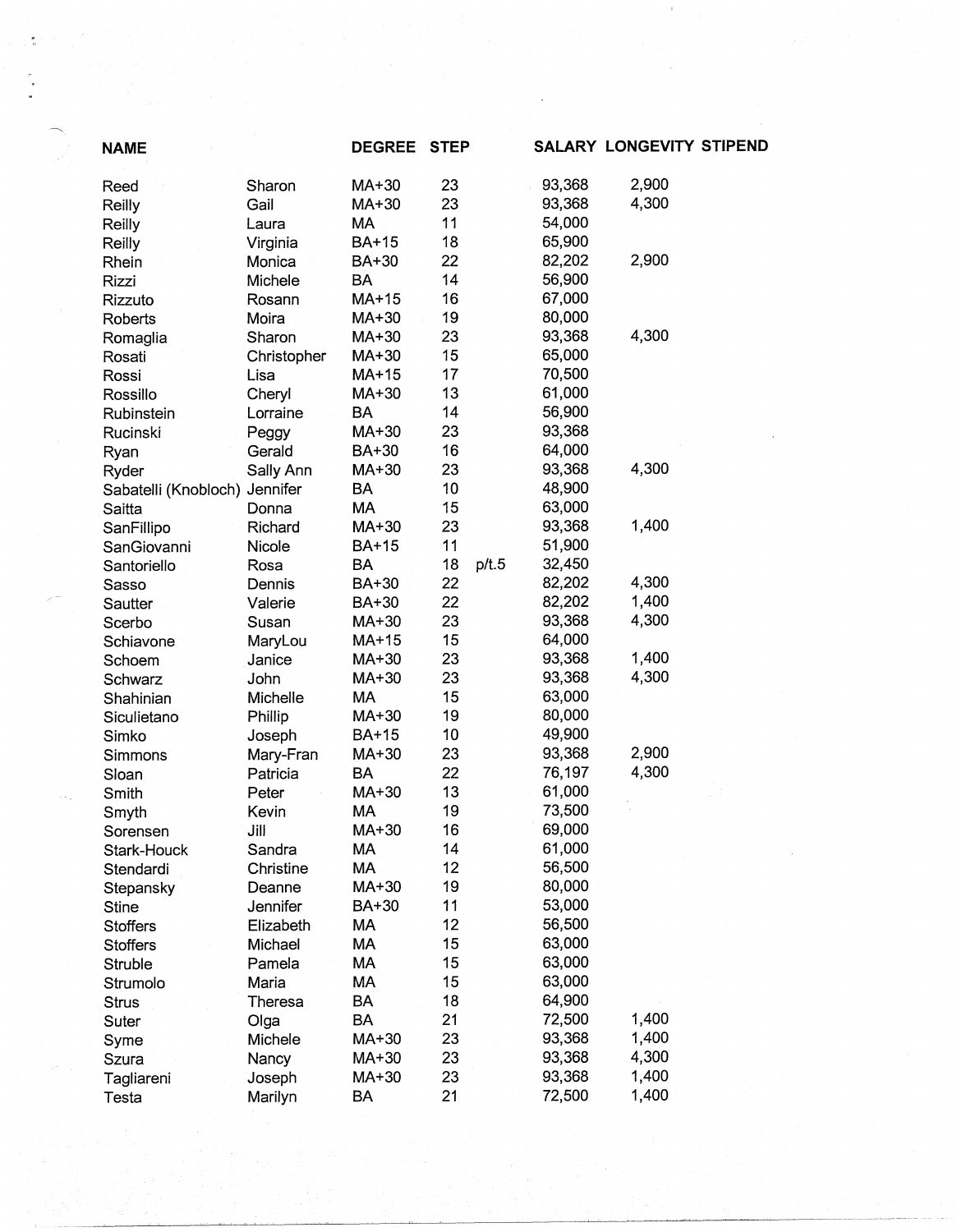| NAME | | DEGREE | STEP | | SALARY | LONGEVITY | STIPEND |
|---|---|---|---|---|---|---|---|
| Reed | Sharon | MA+30 | 23 | | 93,368 | 2,900 | |
| Reilly | Gail | MA+30 | 23 | | 93,368 | 4,300 | |
| Reilly | Laura | MA | 11 | | 54,000 | | |
| Reilly | Virginia | BA+15 | 18 | | 65,900 | | |
| Rhein | Monica | BA+30 | 22 | | 82,202 | 2,900 | |
| Rizzi | Michele | BA | 14 | | 56,900 | | |
| Rizzuto | Rosann | MA+15 | 16 | | 67,000 | | |
| Roberts | Moira | MA+30 | 19 | | 80,000 | | |
| Romaglia | Sharon | MA+30 | 23 | | 93,368 | 4,300 | |
| Rosati | Christopher | MA+30 | 15 | | 65,000 | | |
| Rossi | Lisa | MA+15 | 17 | | 70,500 | | |
| Rossillo | Cheryl | MA+30 | 13 | | 61,000 | | |
| Rubinstein | Lorraine | BA | 14 | | 56,900 | | |
| Rucinski | Peggy | MA+30 | 23 | | 93,368 | | |
| Ryan | Gerald | BA+30 | 16 | | 64,000 | | |
| Ryder | Sally Ann | MA+30 | 23 | | 93,368 | 4,300 | |
| Sabatelli (Knobloch) | Jennifer | BA | 10 | | 48,900 | | |
| Saitta | Donna | MA | 15 | | 63,000 | | |
| SanFillipo | Richard | MA+30 | 23 | | 93,368 | 1,400 | |
| SanGiovanni | Nicole | BA+15 | 11 | | 51,900 | | |
| Santoriello | Rosa | BA | 18 | p/t.5 | 32,450 | | |
| Sasso | Dennis | BA+30 | 22 | | 82,202 | 4,300 | |
| Sautter | Valerie | BA+30 | 22 | | 82,202 | 1,400 | |
| Scerbo | Susan | MA+30 | 23 | | 93,368 | 4,300 | |
| Schiavone | MaryLou | MA+15 | 15 | | 64,000 | | |
| Schoem | Janice | MA+30 | 23 | | 93,368 | 1,400 | |
| Schwarz | John | MA+30 | 23 | | 93,368 | 4,300 | |
| Shahinian | Michelle | MA | 15 | | 63,000 | | |
| Siculietano | Phillip | MA+30 | 19 | | 80,000 | | |
| Simko | Joseph | BA+15 | 10 | | 49,900 | | |
| Simmons | Mary-Fran | MA+30 | 23 | | 93,368 | 2,900 | |
| Sloan | Patricia | BA | 22 | | 76,197 | 4,300 | |
| Smith | Peter | MA+30 | 13 | | 61,000 | | |
| Smyth | Kevin | MA | 19 | | 73,500 | | |
| Sorensen | Jill | MA+30 | 16 | | 69,000 | | |
| Stark-Houck | Sandra | MA | 14 | | 61,000 | | |
| Stendardi | Christine | MA | 12 | | 56,500 | | |
| Stepansky | Deanne | MA+30 | 19 | | 80,000 | | |
| Stine | Jennifer | BA+30 | 11 | | 53,000 | | |
| Stoffers | Elizabeth | MA | 12 | | 56,500 | | |
| Stoffers | Michael | MA | 15 | | 63,000 | | |
| Struble | Pamela | MA | 15 | | 63,000 | | |
| Strumolo | Maria | MA | 15 | | 63,000 | | |
| Strus | Theresa | BA | 18 | | 64,900 | | |
| Suter | Olga | BA | 21 | | 72,500 | 1,400 | |
| Syme | Michele | MA+30 | 23 | | 93,368 | 1,400 | |
| Szura | Nancy | MA+30 | 23 | | 93,368 | 4,300 | |
| Tagliareni | Joseph | MA+30 | 23 | | 93,368 | 1,400 | |
| Testa | Marilyn | BA | 21 | | 72,500 | 1,400 | |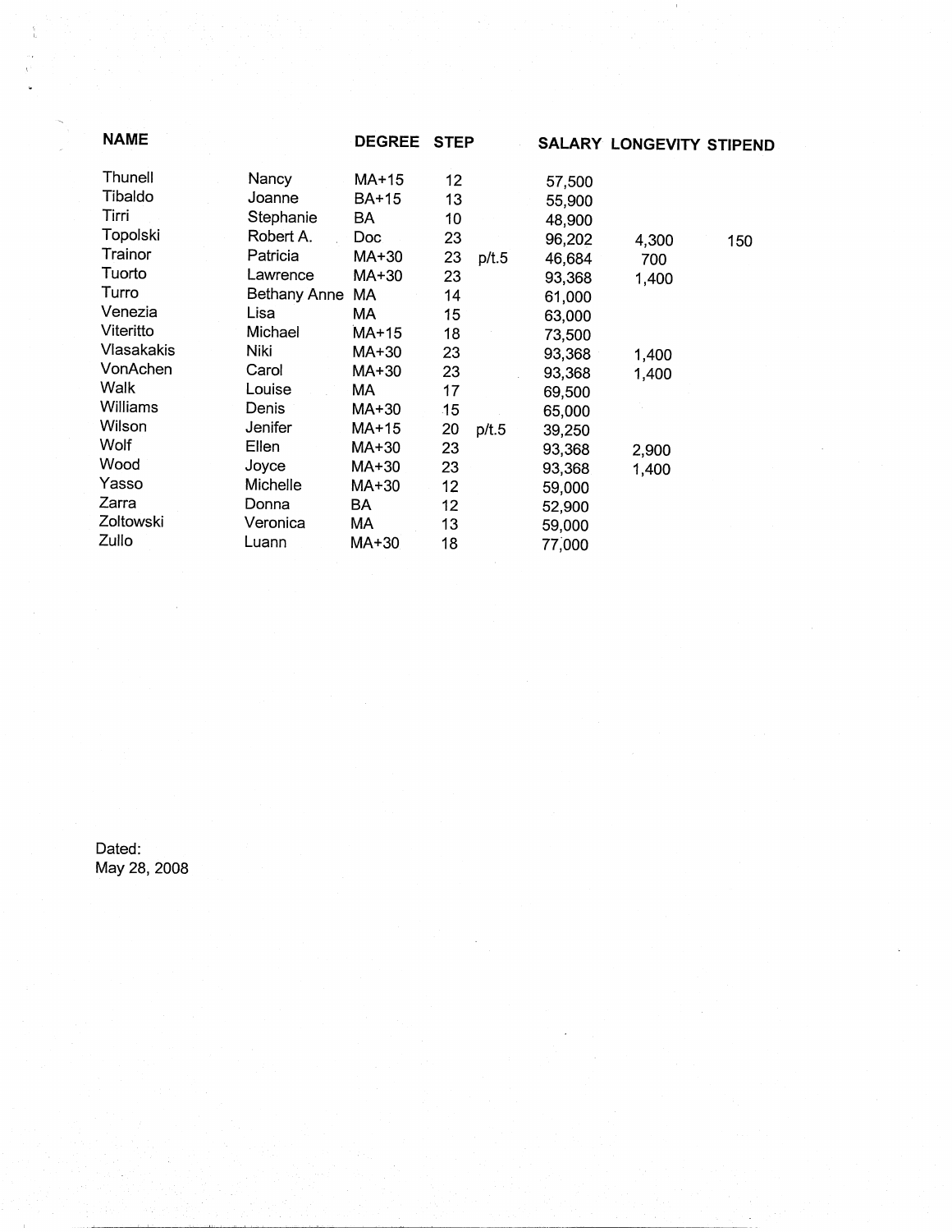| NAME | | DEGREE | STEP | | SALARY | LONGEVITY | STIPEND |
|---|---|---|---|---|---|---|---|
| Thunell | Nancy | MA+15 | 12 | | 57,500 | | |
| Tibaldo | Joanne | BA+15 | 13 | | 55,900 | | |
| Tirri | Stephanie | BA | 10 | | 48,900 | | |
| Topolski | Robert A. | Doc | 23 | | 96,202 | 4,300 | 150 |
| Trainor | Patricia | MA+30 | 23 | p/t.5 | 46,684 | 700 | |
| Tuorto | Lawrence | MA+30 | 23 | | 93,368 | 1,400 | |
| Turro | Bethany Anne | MA | 14 | | 61,000 | | |
| Venezia | Lisa | MA | 15 | | 63,000 | | |
| Viteritto | Michael | MA+15 | 18 | | 73,500 | | |
| Vlasakakis | Niki | MA+30 | 23 | | 93,368 | 1,400 | |
| VonAchen | Carol | MA+30 | 23 | | 93,368 | 1,400 | |
| Walk | Louise | MA | 17 | | 69,500 | | |
| Williams | Denis | MA+30 | 15 | | 65,000 | | |
| Wilson | Jenifer | MA+15 | 20 | p/t.5 | 39,250 | | |
| Wolf | Ellen | MA+30 | 23 | | 93,368 | 2,900 | |
| Wood | Joyce | MA+30 | 23 | | 93,368 | 1,400 | |
| Yasso | Michelle | MA+30 | 12 | | 59,000 | | |
| Zarra | Donna | BA | 12 | | 52,900 | | |
| Zoltowski | Veronica | MA | 13 | | 59,000 | | |
| Zullo | Luann | MA+30 | 18 | | 77,000 | | |

Dated:
May 28, 2008